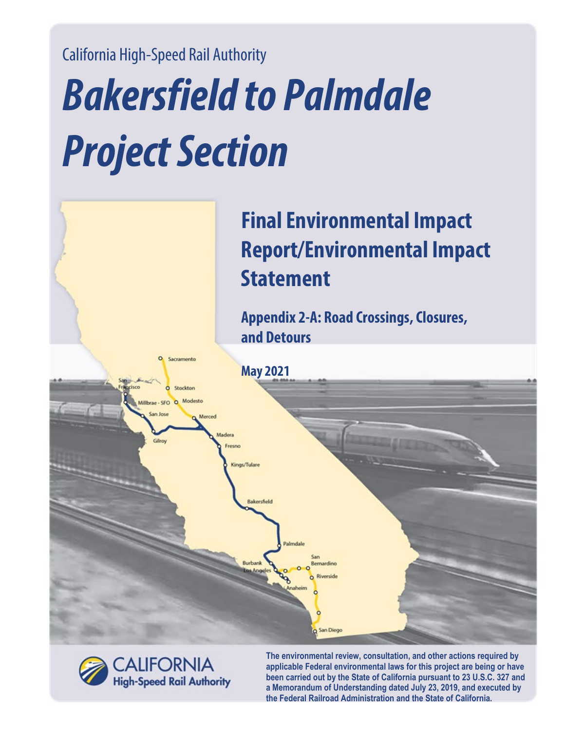California High-Speed Rail Authority

# *Bakersfield to Palmdale Project Section*

## Final Environmental Impact Report/Environmental Impact Statement

### Appendix 2-A: Road Crossings, Closures, and Detours

**May 2021**

**The environmental review, consultation, and other actions required by applicable Federal environmental laws for this project are being or have been carried out by the State of California pursuant to 23 U.S.C. 327 and a Memorandum of Understanding dated July 23, 2019, and executed by the Federal Railroad Administration and the State of California.**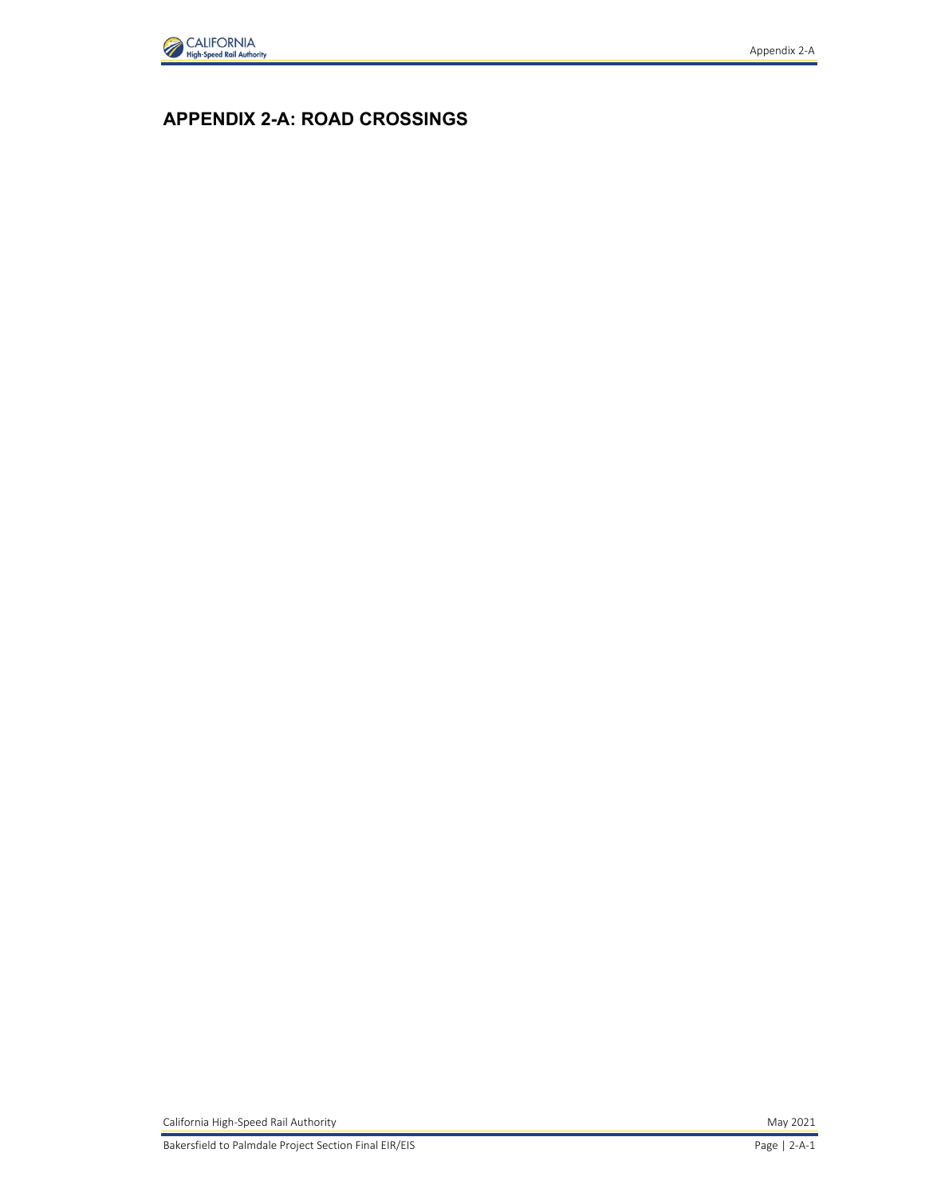# APPENDIX 2-A: ROAD CROSSINGS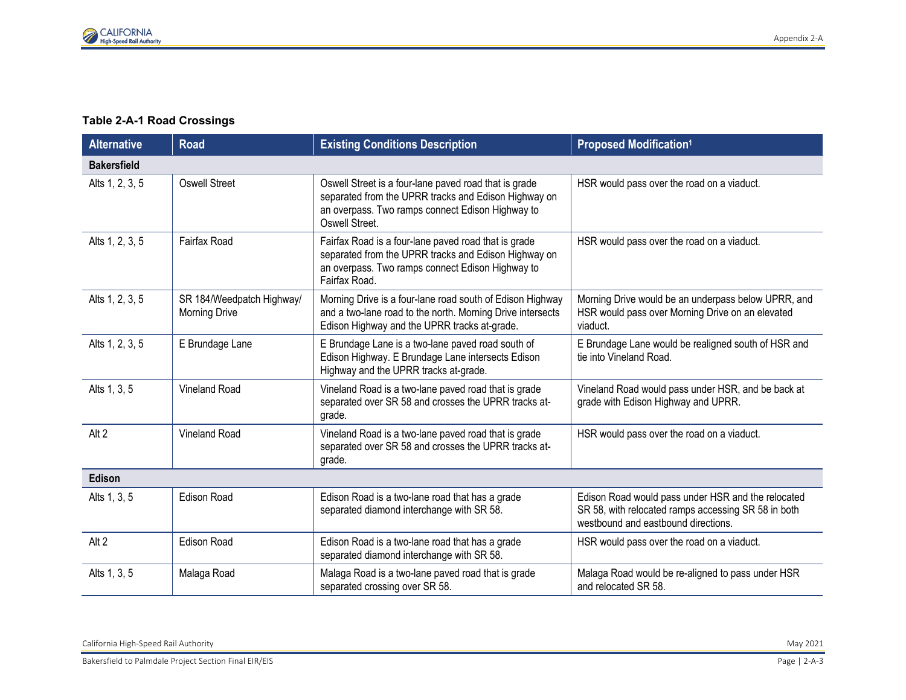**Table 2-A-1 Road Crossings**

| Alternative | Road | Existing Conditions Description | Proposed Modification[1] |
|---|---|---|---|
| **Bakersfield** | | | |
| Alts 1, 2, 3, 5 | Oswell Street | Oswell Street is a four-lane paved road that is grade separated from the UPRR tracks and Edison Highway on an overpass. Two ramps connect Edison Highway to Oswell Street. | HSR would pass over the road on a viaduct. |
| Alts 1, 2, 3, 5 | Fairfax Road | Fairfax Road is a four-lane paved road that is grade separated from the UPRR tracks and Edison Highway on an overpass. Two ramps connect Edison Highway to Fairfax Road. | HSR would pass over the road on a viaduct. |
| Alts 1, 2, 3, 5 | SR 184/Weedpatch Highway/ Morning Drive | Morning Drive is a four-lane road south of Edison Highway and a two-lane road to the north. Morning Drive intersects Edison Highway and the UPRR tracks at-grade. | Morning Drive would be an underpass below UPRR, and HSR would pass over Morning Drive on an elevated viaduct. |
| Alts 1, 2, 3, 5 | E Brundage Lane | E Brundage Lane is a two-lane paved road south of Edison Highway. E Brundage Lane intersects Edison Highway and the UPRR tracks at-grade. | E Brundage Lane would be realigned south of HSR and tie into Vineland Road. |
| Alts 1, 3, 5 | Vineland Road | Vineland Road is a two-lane paved road that is grade separated over SR 58 and crosses the UPRR tracks at-grade. | Vineland Road would pass under HSR, and be back at grade with Edison Highway and UPRR. |
| Alt 2 | Vineland Road | Vineland Road is a two-lane paved road that is grade separated over SR 58 and crosses the UPRR tracks at-grade. | HSR would pass over the road on a viaduct. |
| **Edison** | | | |
| Alts 1, 3, 5 | Edison Road | Edison Road is a two-lane road that has a grade separated diamond interchange with SR 58. | Edison Road would pass under HSR and the relocated SR 58, with relocated ramps accessing SR 58 in both westbound and eastbound directions. |
| Alt 2 | Edison Road | Edison Road is a two-lane road that has a grade separated diamond interchange with SR 58. | HSR would pass over the road on a viaduct. |
| Alts 1, 3, 5 | Malaga Road | Malaga Road is a two-lane paved road that is grade separated crossing over SR 58. | Malaga Road would be re-aligned to pass under HSR and relocated SR 58. |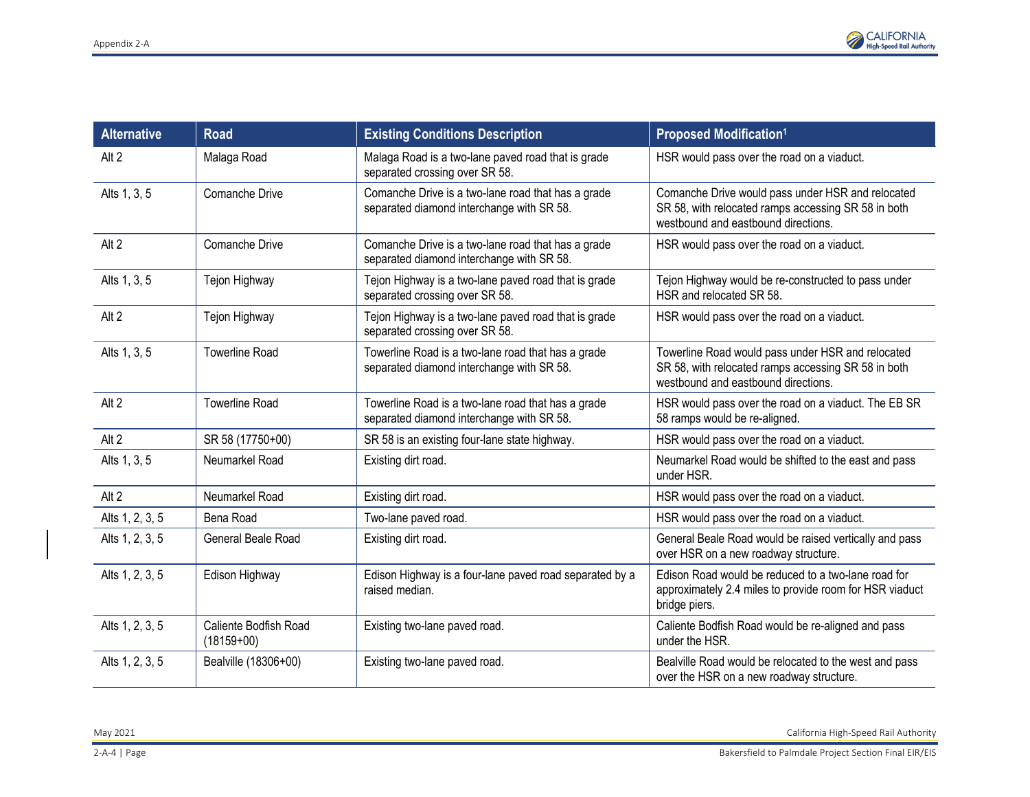| Alternative | Road | Existing Conditions Description | Proposed Modification[1] |
|---|---|---|---|
| Alt 2 | Malaga Road | Malaga Road is a two-lane paved road that is grade separated crossing over SR 58. | HSR would pass over the road on a viaduct. |
| Alts 1, 3, 5 | Comanche Drive | Comanche Drive is a two-lane road that has a grade separated diamond interchange with SR 58. | Comanche Drive would pass under HSR and relocated SR 58, with relocated ramps accessing SR 58 in both westbound and eastbound directions. |
| Alt 2 | Comanche Drive | Comanche Drive is a two-lane road that has a grade separated diamond interchange with SR 58. | HSR would pass over the road on a viaduct. |
| Alts 1, 3, 5 | Tejon Highway | Tejon Highway is a two-lane paved road that is grade separated crossing over SR 58. | Tejon Highway would be re-constructed to pass under HSR and relocated SR 58. |
| Alt 2 | Tejon Highway | Tejon Highway is a two-lane paved road that is grade separated crossing over SR 58. | HSR would pass over the road on a viaduct. |
| Alts 1, 3, 5 | Towerline Road | Towerline Road is a two-lane road that has a grade separated diamond interchange with SR 58. | Towerline Road would pass under HSR and relocated SR 58, with relocated ramps accessing SR 58 in both westbound and eastbound directions. |
| Alt 2 | Towerline Road | Towerline Road is a two-lane road that has a grade separated diamond interchange with SR 58. | HSR would pass over the road on a viaduct. The EB SR 58 ramps would be re-aligned. |
| Alt 2 | SR 58 (17750+00) | SR 58 is an existing four-lane state highway. | HSR would pass over the road on a viaduct. |
| Alts 1, 3, 5 | Neumarkel Road | Existing dirt road. | Neumarkel Road would be shifted to the east and pass under HSR. |
| Alt 2 | Neumarkel Road | Existing dirt road. | HSR would pass over the road on a viaduct. |
| Alts 1, 2, 3, 5 | Bena Road | Two-lane paved road. | HSR would pass over the road on a viaduct. |
| Alts 1, 2, 3, 5 | General Beale Road | Existing dirt road. | General Beale Road would be raised vertically and pass over HSR on a new roadway structure. |
| Alts 1, 2, 3, 5 | Edison Highway | Edison Highway is a four-lane paved road separated by a raised median. | Edison Road would be reduced to a two-lane road for approximately 2.4 miles to provide room for HSR viaduct bridge piers. |
| Alts 1, 2, 3, 5 | Caliente Bodfish Road (18159+00) | Existing two-lane paved road. | Caliente Bodfish Road would be re-aligned and pass under the HSR. |
| Alts 1, 2, 3, 5 | Bealville (18306+00) | Existing two-lane paved road. | Bealville Road would be relocated to the west and pass over the HSR on a new roadway structure. |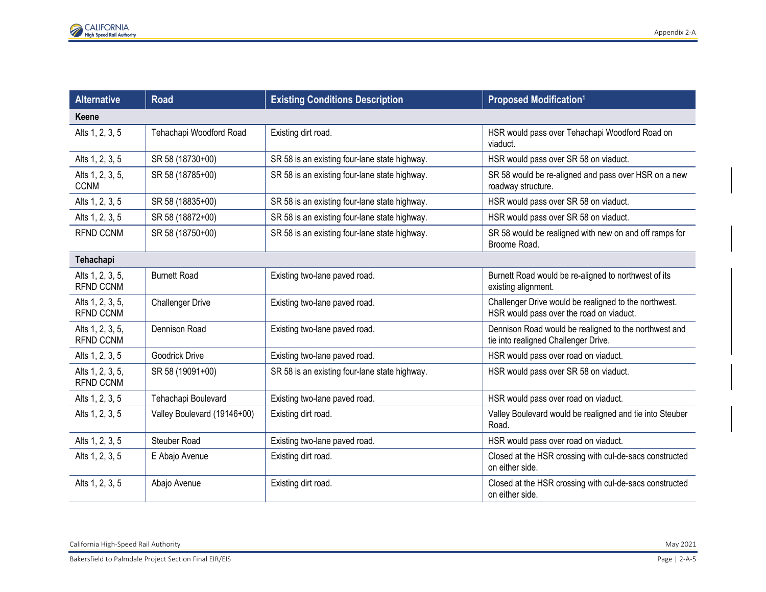| Alternative | Road | Existing Conditions Description | Proposed Modification[1] |
|---|---|---|---|
| **Keene** | | | |
| Alts 1, 2, 3, 5 | Tehachapi Woodford Road | Existing dirt road. | HSR would pass over Tehachapi Woodford Road on viaduct. |
| Alts 1, 2, 3, 5 | SR 58 (18730+00) | SR 58 is an existing four-lane state highway. | HSR would pass over SR 58 on viaduct. |
| Alts 1, 2, 3, 5, CCNM | SR 58 (18785+00) | SR 58 is an existing four-lane state highway. | SR 58 would be re-aligned and pass over HSR on a new roadway structure. |
| Alts 1, 2, 3, 5 | SR 58 (18835+00) | SR 58 is an existing four-lane state highway. | HSR would pass over SR 58 on viaduct. |
| Alts 1, 2, 3, 5 | SR 58 (18872+00) | SR 58 is an existing four-lane state highway. | HSR would pass over SR 58 on viaduct. |
| RFND CCNM | SR 58 (18750+00) | SR 58 is an existing four-lane state highway. | SR 58 would be realigned with new on and off ramps for Broome Road. |
| **Tehachapi** | | | |
| Alts 1, 2, 3, 5, RFND CCNM | Burnett Road | Existing two-lane paved road. | Burnett Road would be re-aligned to northwest of its existing alignment. |
| Alts 1, 2, 3, 5, RFND CCNM | Challenger Drive | Existing two-lane paved road. | Challenger Drive would be realigned to the northwest. HSR would pass over the road on viaduct. |
| Alts 1, 2, 3, 5, RFND CCNM | Dennison Road | Existing two-lane paved road. | Dennison Road would be realigned to the northwest and tie into realigned Challenger Drive. |
| Alts 1, 2, 3, 5 | Goodrick Drive | Existing two-lane paved road. | HSR would pass over road on viaduct. |
| Alts 1, 2, 3, 5, RFND CCNM | SR 58 (19091+00) | SR 58 is an existing four-lane state highway. | HSR would pass over SR 58 on viaduct. |
| Alts 1, 2, 3, 5 | Tehachapi Boulevard | Existing two-lane paved road. | HSR would pass over road on viaduct. |
| Alts 1, 2, 3, 5 | Valley Boulevard (19146+00) | Existing dirt road. | Valley Boulevard would be realigned and tie into Steuber Road. |
| Alts 1, 2, 3, 5 | Steuber Road | Existing two-lane paved road. | HSR would pass over road on viaduct. |
| Alts 1, 2, 3, 5 | E Abajo Avenue | Existing dirt road. | Closed at the HSR crossing with cul-de-sacs constructed on either side. |
| Alts 1, 2, 3, 5 | Abajo Avenue | Existing dirt road. | Closed at the HSR crossing with cul-de-sacs constructed on either side. |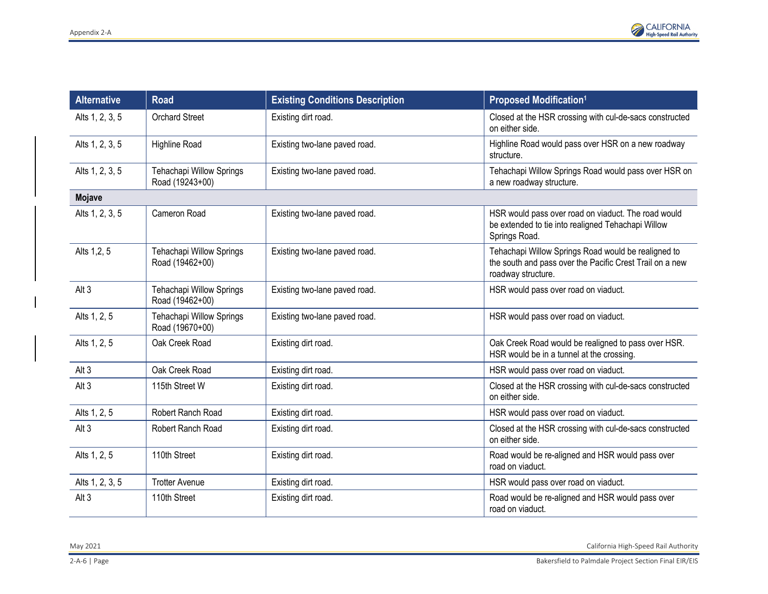| Alternative | Road | Existing Conditions Description | Proposed Modification[1] |
|---|---|---|---|
| Alts 1, 2, 3, 5 | Orchard Street | Existing dirt road. | Closed at the HSR crossing with cul-de-sacs constructed on either side. |
| Alts 1, 2, 3, 5 | Highline Road | Existing two-lane paved road. | Highline Road would pass over HSR on a new roadway structure. |
| Alts 1, 2, 3, 5 | Tehachapi Willow Springs Road (19243+00) | Existing two-lane paved road. | Tehachapi Willow Springs Road would pass over HSR on a new roadway structure. |
| **Mojave** | | | |
| Alts 1, 2, 3, 5 | Cameron Road | Existing two-lane paved road. | HSR would pass over road on viaduct. The road would be extended to tie into realigned Tehachapi Willow Springs Road. |
| Alts 1,2, 5 | Tehachapi Willow Springs Road (19462+00) | Existing two-lane paved road. | Tehachapi Willow Springs Road would be realigned to the south and pass over the Pacific Crest Trail on a new roadway structure. |
| Alt 3 | Tehachapi Willow Springs Road (19462+00) | Existing two-lane paved road. | HSR would pass over road on viaduct. |
| Alts 1, 2, 5 | Tehachapi Willow Springs Road (19670+00) | Existing two-lane paved road. | HSR would pass over road on viaduct. |
| Alts 1, 2, 5 | Oak Creek Road | Existing dirt road. | Oak Creek Road would be realigned to pass over HSR. HSR would be in a tunnel at the crossing. |
| Alt 3 | Oak Creek Road | Existing dirt road. | HSR would pass over road on viaduct. |
| Alt 3 | 115th Street W | Existing dirt road. | Closed at the HSR crossing with cul-de-sacs constructed on either side. |
| Alts 1, 2, 5 | Robert Ranch Road | Existing dirt road. | HSR would pass over road on viaduct. |
| Alt 3 | Robert Ranch Road | Existing dirt road. | Closed at the HSR crossing with cul-de-sacs constructed on either side. |
| Alts 1, 2, 5 | 110th Street | Existing dirt road. | Road would be re-aligned and HSR would pass over road on viaduct. |
| Alts 1, 2, 3, 5 | Trotter Avenue | Existing dirt road. | HSR would pass over road on viaduct. |
| Alt 3 | 110th Street | Existing dirt road. | Road would be re-aligned and HSR would pass over road on viaduct. |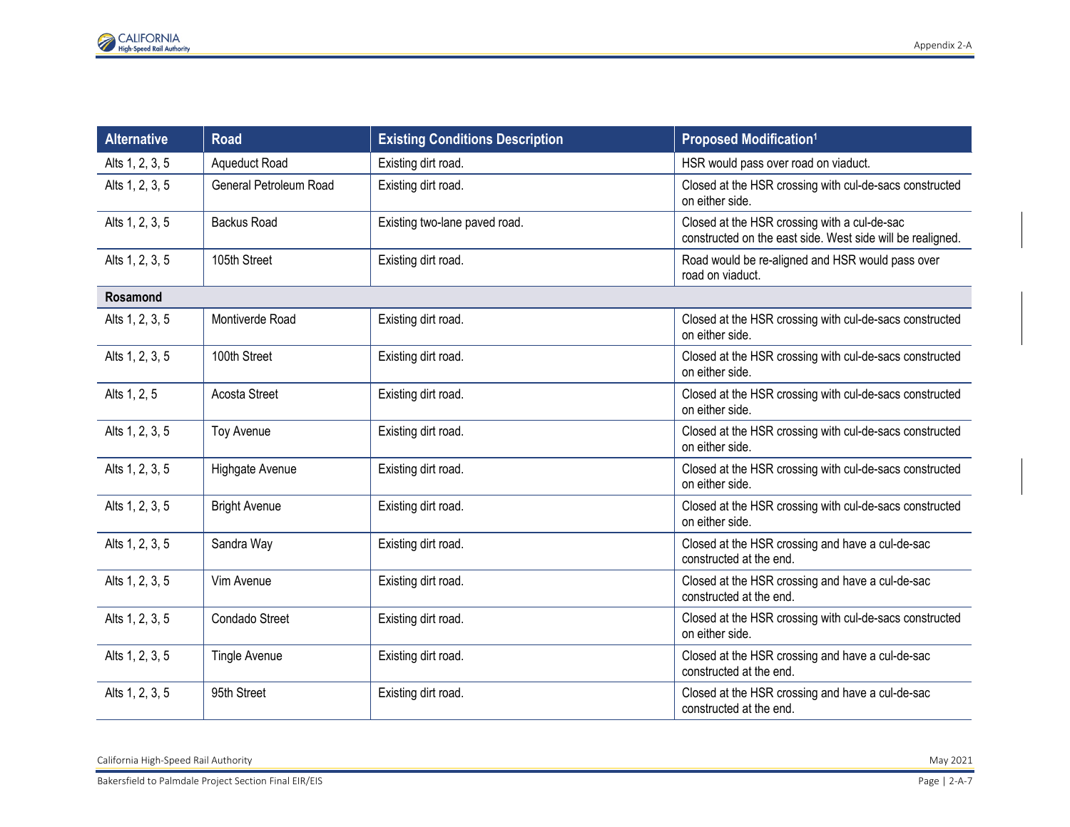| Alternative | Road | Existing Conditions Description | Proposed Modification[1] |
|---|---|---|---|
| Alts 1, 2, 3, 5 | Aqueduct Road | Existing dirt road. | HSR would pass over road on viaduct. |
| Alts 1, 2, 3, 5 | General Petroleum Road | Existing dirt road. | Closed at the HSR crossing with cul-de-sacs constructed on either side. |
| Alts 1, 2, 3, 5 | Backus Road | Existing two-lane paved road. | Closed at the HSR crossing with a cul-de-sac constructed on the east side. West side will be realigned. |
| Alts 1, 2, 3, 5 | 105th Street | Existing dirt road. | Road would be re-aligned and HSR would pass over road on viaduct. |
| **Rosamond** | | | |
| Alts 1, 2, 3, 5 | Montiverde Road | Existing dirt road. | Closed at the HSR crossing with cul-de-sacs constructed on either side. |
| Alts 1, 2, 3, 5 | 100th Street | Existing dirt road. | Closed at the HSR crossing with cul-de-sacs constructed on either side. |
| Alts 1, 2, 5 | Acosta Street | Existing dirt road. | Closed at the HSR crossing with cul-de-sacs constructed on either side. |
| Alts 1, 2, 3, 5 | Toy Avenue | Existing dirt road. | Closed at the HSR crossing with cul-de-sacs constructed on either side. |
| Alts 1, 2, 3, 5 | Highgate Avenue | Existing dirt road. | Closed at the HSR crossing with cul-de-sacs constructed on either side. |
| Alts 1, 2, 3, 5 | Bright Avenue | Existing dirt road. | Closed at the HSR crossing with cul-de-sacs constructed on either side. |
| Alts 1, 2, 3, 5 | Sandra Way | Existing dirt road. | Closed at the HSR crossing and have a cul-de-sac constructed at the end. |
| Alts 1, 2, 3, 5 | Vim Avenue | Existing dirt road. | Closed at the HSR crossing and have a cul-de-sac constructed at the end. |
| Alts 1, 2, 3, 5 | Condado Street | Existing dirt road. | Closed at the HSR crossing with cul-de-sacs constructed on either side. |
| Alts 1, 2, 3, 5 | Tingle Avenue | Existing dirt road. | Closed at the HSR crossing and have a cul-de-sac constructed at the end. |
| Alts 1, 2, 3, 5 | 95th Street | Existing dirt road. | Closed at the HSR crossing and have a cul-de-sac constructed at the end. |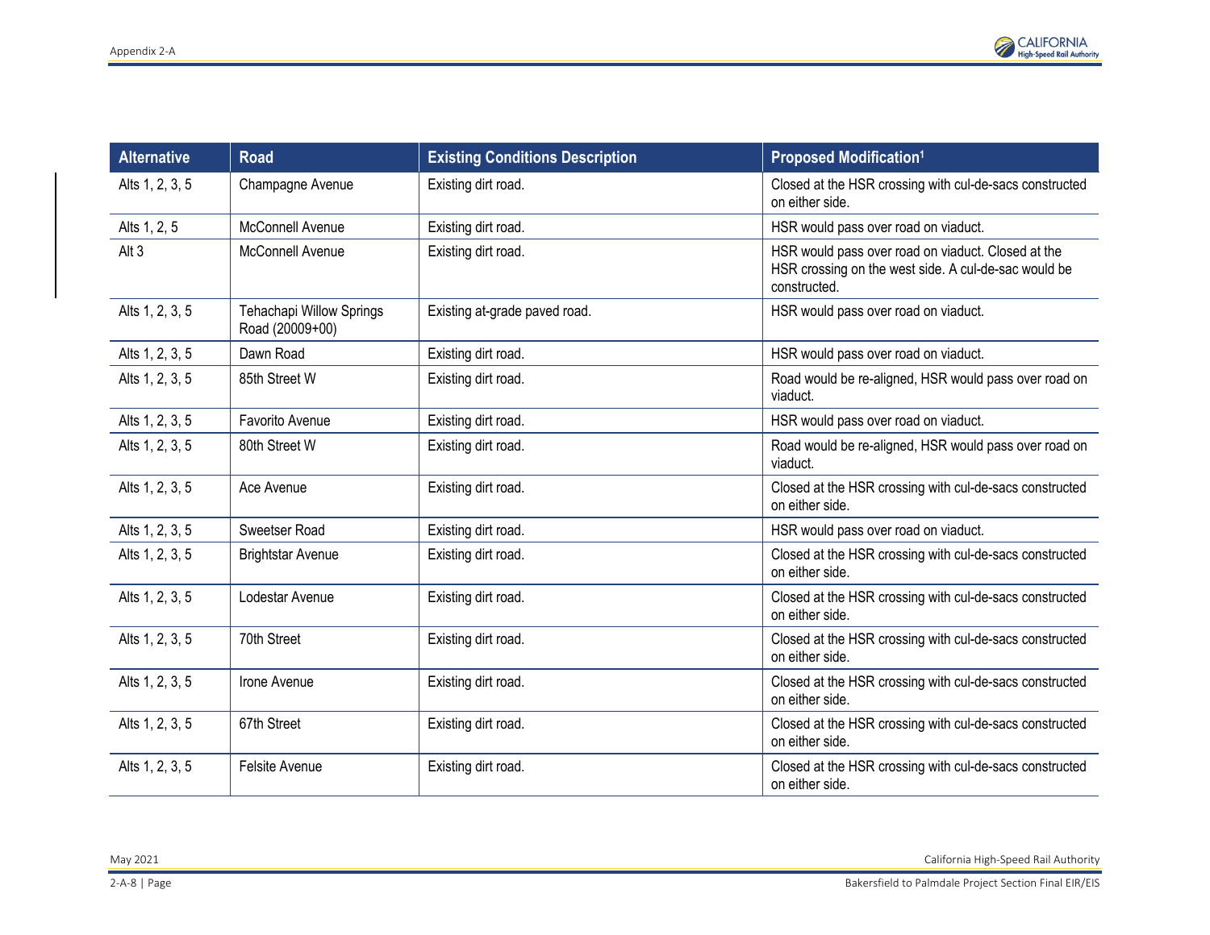| Alternative | Road | Existing Conditions Description | Proposed Modification[1] |
|---|---|---|---|
| Alts 1, 2, 3, 5 | Champagne Avenue | Existing dirt road. | Closed at the HSR crossing with cul-de-sacs constructed on either side. |
| Alts 1, 2, 5 | McConnell Avenue | Existing dirt road. | HSR would pass over road on viaduct. |
| Alt 3 | McConnell Avenue | Existing dirt road. | HSR would pass over road on viaduct. Closed at the HSR crossing on the west side. A cul-de-sac would be constructed. |
| Alts 1, 2, 3, 5 | Tehachapi Willow Springs Road (20009+00) | Existing at-grade paved road. | HSR would pass over road on viaduct. |
| Alts 1, 2, 3, 5 | Dawn Road | Existing dirt road. | HSR would pass over road on viaduct. |
| Alts 1, 2, 3, 5 | 85th Street W | Existing dirt road. | Road would be re-aligned, HSR would pass over road on viaduct. |
| Alts 1, 2, 3, 5 | Favorito Avenue | Existing dirt road. | HSR would pass over road on viaduct. |
| Alts 1, 2, 3, 5 | 80th Street W | Existing dirt road. | Road would be re-aligned, HSR would pass over road on viaduct. |
| Alts 1, 2, 3, 5 | Ace Avenue | Existing dirt road. | Closed at the HSR crossing with cul-de-sacs constructed on either side. |
| Alts 1, 2, 3, 5 | Sweetser Road | Existing dirt road. | HSR would pass over road on viaduct. |
| Alts 1, 2, 3, 5 | Brightstar Avenue | Existing dirt road. | Closed at the HSR crossing with cul-de-sacs constructed on either side. |
| Alts 1, 2, 3, 5 | Lodestar Avenue | Existing dirt road. | Closed at the HSR crossing with cul-de-sacs constructed on either side. |
| Alts 1, 2, 3, 5 | 70th Street | Existing dirt road. | Closed at the HSR crossing with cul-de-sacs constructed on either side. |
| Alts 1, 2, 3, 5 | Irone Avenue | Existing dirt road. | Closed at the HSR crossing with cul-de-sacs constructed on either side. |
| Alts 1, 2, 3, 5 | 67th Street | Existing dirt road. | Closed at the HSR crossing with cul-de-sacs constructed on either side. |
| Alts 1, 2, 3, 5 | Felsite Avenue | Existing dirt road. | Closed at the HSR crossing with cul-de-sacs constructed on either side. |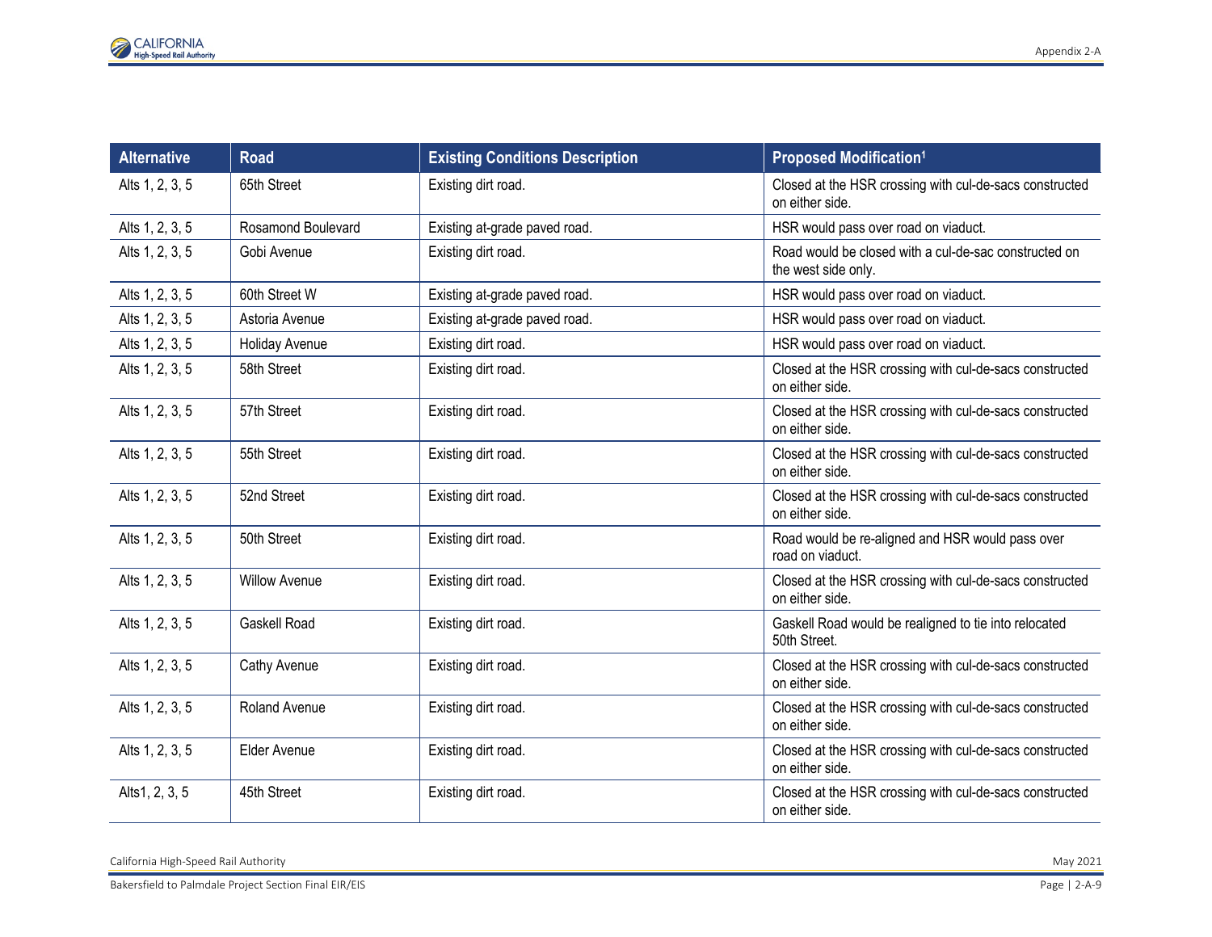| Alternative | Road | Existing Conditions Description | Proposed Modification[1] |
|---|---|---|---|
| Alts 1, 2, 3, 5 | 65th Street | Existing dirt road. | Closed at the HSR crossing with cul-de-sacs constructed on either side. |
| Alts 1, 2, 3, 5 | Rosamond Boulevard | Existing at-grade paved road. | HSR would pass over road on viaduct. |
| Alts 1, 2, 3, 5 | Gobi Avenue | Existing dirt road. | Road would be closed with a cul-de-sac constructed on the west side only. |
| Alts 1, 2, 3, 5 | 60th Street W | Existing at-grade paved road. | HSR would pass over road on viaduct. |
| Alts 1, 2, 3, 5 | Astoria Avenue | Existing at-grade paved road. | HSR would pass over road on viaduct. |
| Alts 1, 2, 3, 5 | Holiday Avenue | Existing dirt road. | HSR would pass over road on viaduct. |
| Alts 1, 2, 3, 5 | 58th Street | Existing dirt road. | Closed at the HSR crossing with cul-de-sacs constructed on either side. |
| Alts 1, 2, 3, 5 | 57th Street | Existing dirt road. | Closed at the HSR crossing with cul-de-sacs constructed on either side. |
| Alts 1, 2, 3, 5 | 55th Street | Existing dirt road. | Closed at the HSR crossing with cul-de-sacs constructed on either side. |
| Alts 1, 2, 3, 5 | 52nd Street | Existing dirt road. | Closed at the HSR crossing with cul-de-sacs constructed on either side. |
| Alts 1, 2, 3, 5 | 50th Street | Existing dirt road. | Road would be re-aligned and HSR would pass over road on viaduct. |
| Alts 1, 2, 3, 5 | Willow Avenue | Existing dirt road. | Closed at the HSR crossing with cul-de-sacs constructed on either side. |
| Alts 1, 2, 3, 5 | Gaskell Road | Existing dirt road. | Gaskell Road would be realigned to tie into relocated 50th Street. |
| Alts 1, 2, 3, 5 | Cathy Avenue | Existing dirt road. | Closed at the HSR crossing with cul-de-sacs constructed on either side. |
| Alts 1, 2, 3, 5 | Roland Avenue | Existing dirt road. | Closed at the HSR crossing with cul-de-sacs constructed on either side. |
| Alts 1, 2, 3, 5 | Elder Avenue | Existing dirt road. | Closed at the HSR crossing with cul-de-sacs constructed on either side. |
| Alts1, 2, 3, 5 | 45th Street | Existing dirt road. | Closed at the HSR crossing with cul-de-sacs constructed on either side. |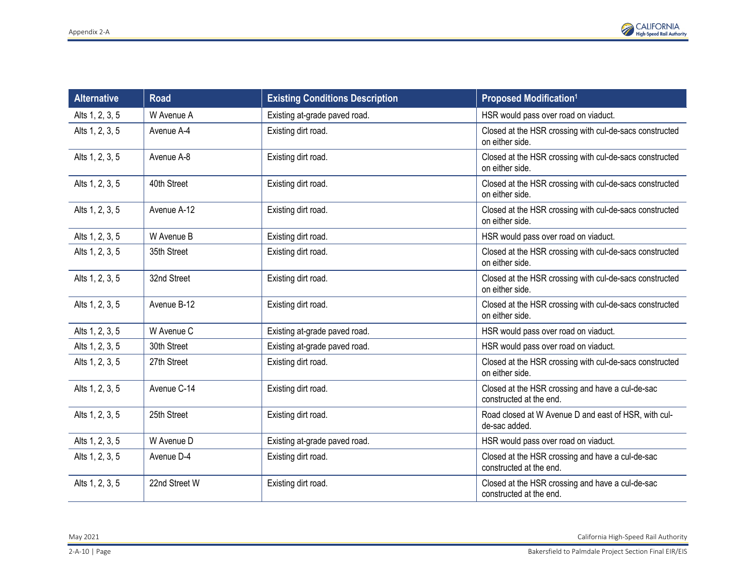| Alternative | Road | Existing Conditions Description | Proposed Modification[1] |
|---|---|---|---|
| Alts 1, 2, 3, 5 | W Avenue A | Existing at-grade paved road. | HSR would pass over road on viaduct. |
| Alts 1, 2, 3, 5 | Avenue A-4 | Existing dirt road. | Closed at the HSR crossing with cul-de-sacs constructed on either side. |
| Alts 1, 2, 3, 5 | Avenue A-8 | Existing dirt road. | Closed at the HSR crossing with cul-de-sacs constructed on either side. |
| Alts 1, 2, 3, 5 | 40th Street | Existing dirt road. | Closed at the HSR crossing with cul-de-sacs constructed on either side. |
| Alts 1, 2, 3, 5 | Avenue A-12 | Existing dirt road. | Closed at the HSR crossing with cul-de-sacs constructed on either side. |
| Alts 1, 2, 3, 5 | W Avenue B | Existing dirt road. | HSR would pass over road on viaduct. |
| Alts 1, 2, 3, 5 | 35th Street | Existing dirt road. | Closed at the HSR crossing with cul-de-sacs constructed on either side. |
| Alts 1, 2, 3, 5 | 32nd Street | Existing dirt road. | Closed at the HSR crossing with cul-de-sacs constructed on either side. |
| Alts 1, 2, 3, 5 | Avenue B-12 | Existing dirt road. | Closed at the HSR crossing with cul-de-sacs constructed on either side. |
| Alts 1, 2, 3, 5 | W Avenue C | Existing at-grade paved road. | HSR would pass over road on viaduct. |
| Alts 1, 2, 3, 5 | 30th Street | Existing at-grade paved road. | HSR would pass over road on viaduct. |
| Alts 1, 2, 3, 5 | 27th Street | Existing dirt road. | Closed at the HSR crossing with cul-de-sacs constructed on either side. |
| Alts 1, 2, 3, 5 | Avenue C-14 | Existing dirt road. | Closed at the HSR crossing and have a cul-de-sac constructed at the end. |
| Alts 1, 2, 3, 5 | 25th Street | Existing dirt road. | Road closed at W Avenue D and east of HSR, with cul-de-sac added. |
| Alts 1, 2, 3, 5 | W Avenue D | Existing at-grade paved road. | HSR would pass over road on viaduct. |
| Alts 1, 2, 3, 5 | Avenue D-4 | Existing dirt road. | Closed at the HSR crossing and have a cul-de-sac constructed at the end. |
| Alts 1, 2, 3, 5 | 22nd Street W | Existing dirt road. | Closed at the HSR crossing and have a cul-de-sac constructed at the end. |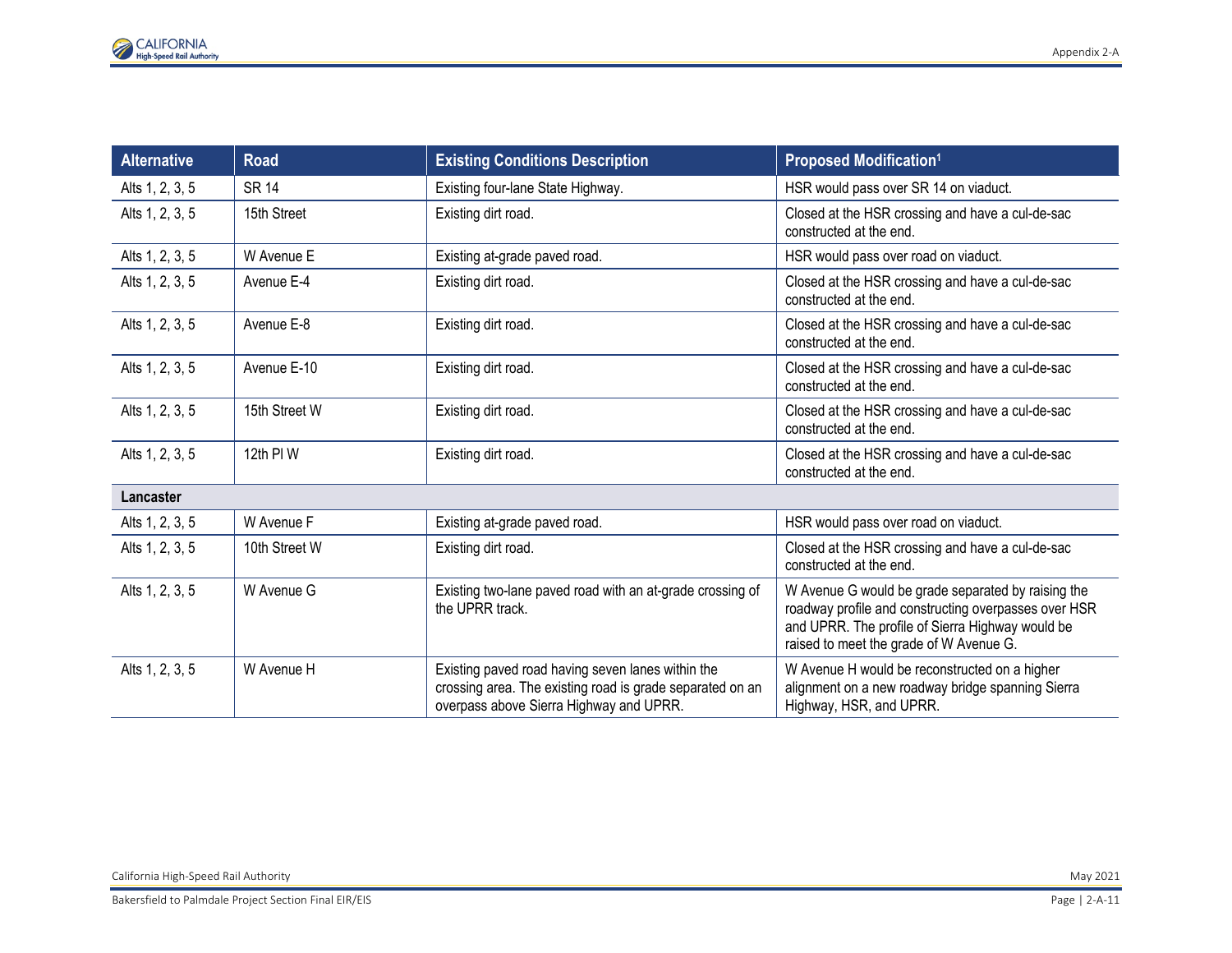| Alternative | Road | Existing Conditions Description | Proposed Modification[1] |
|---|---|---|---|
| Alts 1, 2, 3, 5 | SR 14 | Existing four-lane State Highway. | HSR would pass over SR 14 on viaduct. |
| Alts 1, 2, 3, 5 | 15th Street | Existing dirt road. | Closed at the HSR crossing and have a cul-de-sac constructed at the end. |
| Alts 1, 2, 3, 5 | W Avenue E | Existing at-grade paved road. | HSR would pass over road on viaduct. |
| Alts 1, 2, 3, 5 | Avenue E-4 | Existing dirt road. | Closed at the HSR crossing and have a cul-de-sac constructed at the end. |
| Alts 1, 2, 3, 5 | Avenue E-8 | Existing dirt road. | Closed at the HSR crossing and have a cul-de-sac constructed at the end. |
| Alts 1, 2, 3, 5 | Avenue E-10 | Existing dirt road. | Closed at the HSR crossing and have a cul-de-sac constructed at the end. |
| Alts 1, 2, 3, 5 | 15th Street W | Existing dirt road. | Closed at the HSR crossing and have a cul-de-sac constructed at the end. |
| Alts 1, 2, 3, 5 | 12th Pl W | Existing dirt road. | Closed at the HSR crossing and have a cul-de-sac constructed at the end. |
| **Lancaster** | | | |
| Alts 1, 2, 3, 5 | W Avenue F | Existing at-grade paved road. | HSR would pass over road on viaduct. |
| Alts 1, 2, 3, 5 | 10th Street W | Existing dirt road. | Closed at the HSR crossing and have a cul-de-sac constructed at the end. |
| Alts 1, 2, 3, 5 | W Avenue G | Existing two-lane paved road with an at-grade crossing of the UPRR track. | W Avenue G would be grade separated by raising the roadway profile and constructing overpasses over HSR and UPRR. The profile of Sierra Highway would be raised to meet the grade of W Avenue G. |
| Alts 1, 2, 3, 5 | W Avenue H | Existing paved road having seven lanes within the crossing area. The existing road is grade separated on an overpass above Sierra Highway and UPRR. | W Avenue H would be reconstructed on a higher alignment on a new roadway bridge spanning Sierra Highway, HSR, and UPRR. |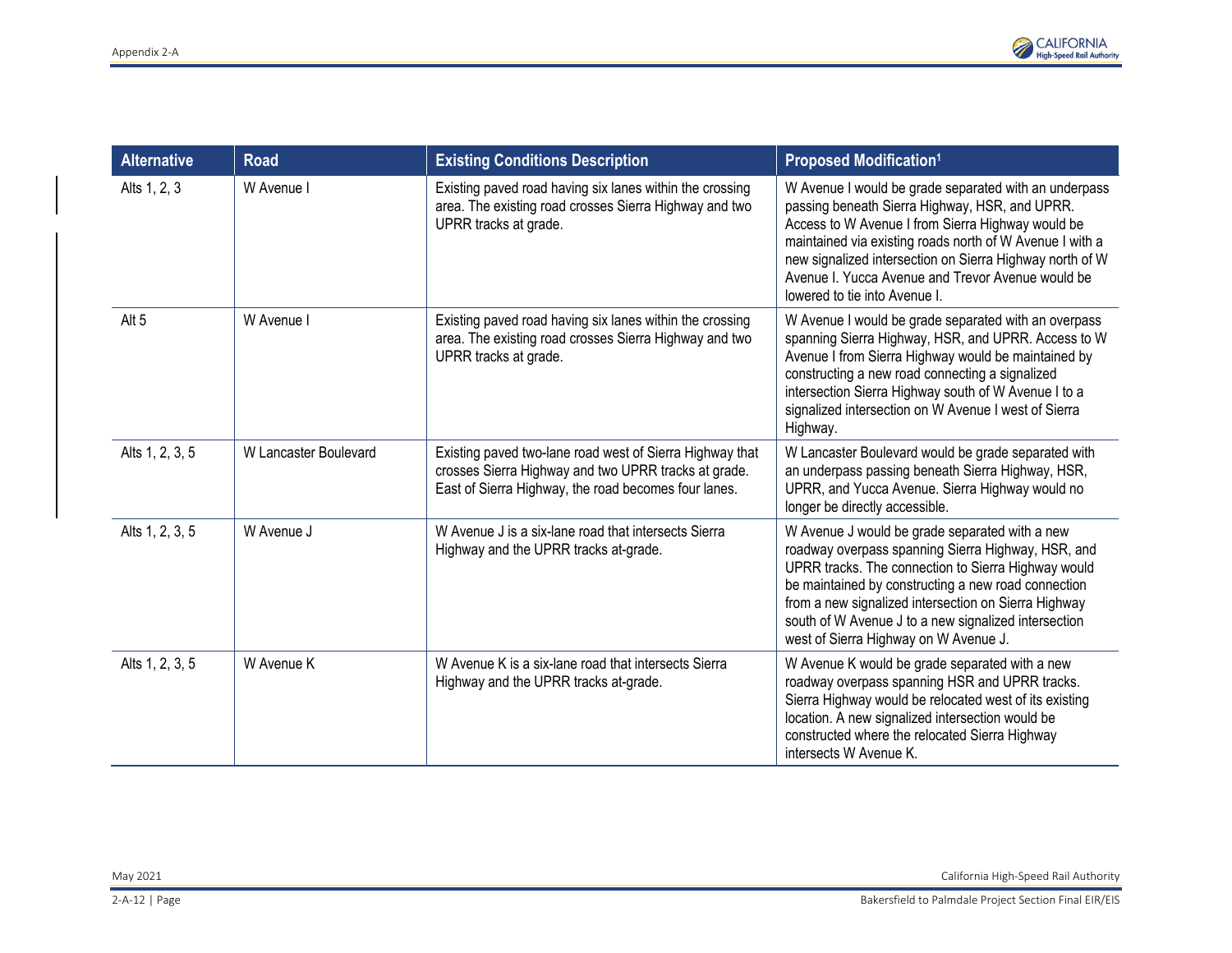| Alternative | Road | Existing Conditions Description | Proposed Modification[1] |
|---|---|---|---|
| Alts 1, 2, 3 | W Avenue I | Existing paved road having six lanes within the crossing area. The existing road crosses Sierra Highway and two UPRR tracks at grade. | W Avenue I would be grade separated with an underpass passing beneath Sierra Highway, HSR, and UPRR. Access to W Avenue I from Sierra Highway would be maintained via existing roads north of W Avenue I with a new signalized intersection on Sierra Highway north of W Avenue I. Yucca Avenue and Trevor Avenue would be lowered to tie into Avenue I. |
| Alt 5 | W Avenue I | Existing paved road having six lanes within the crossing area. The existing road crosses Sierra Highway and two UPRR tracks at grade. | W Avenue I would be grade separated with an overpass spanning Sierra Highway, HSR, and UPRR. Access to W Avenue I from Sierra Highway would be maintained by constructing a new road connecting a signalized intersection Sierra Highway south of W Avenue I to a signalized intersection on W Avenue I west of Sierra Highway. |
| Alts 1, 2, 3, 5 | W Lancaster Boulevard | Existing paved two-lane road west of Sierra Highway that crosses Sierra Highway and two UPRR tracks at grade. East of Sierra Highway, the road becomes four lanes. | W Lancaster Boulevard would be grade separated with an underpass passing beneath Sierra Highway, HSR, UPRR, and Yucca Avenue. Sierra Highway would no longer be directly accessible. |
| Alts 1, 2, 3, 5 | W Avenue J | W Avenue J is a six-lane road that intersects Sierra Highway and the UPRR tracks at-grade. | W Avenue J would be grade separated with a new roadway overpass spanning Sierra Highway, HSR, and UPRR tracks. The connection to Sierra Highway would be maintained by constructing a new road connection from a new signalized intersection on Sierra Highway south of W Avenue J to a new signalized intersection west of Sierra Highway on W Avenue J. |
| Alts 1, 2, 3, 5 | W Avenue K | W Avenue K is a six-lane road that intersects Sierra Highway and the UPRR tracks at-grade. | W Avenue K would be grade separated with a new roadway overpass spanning HSR and UPRR tracks. Sierra Highway would be relocated west of its existing location. A new signalized intersection would be constructed where the relocated Sierra Highway intersects W Avenue K. |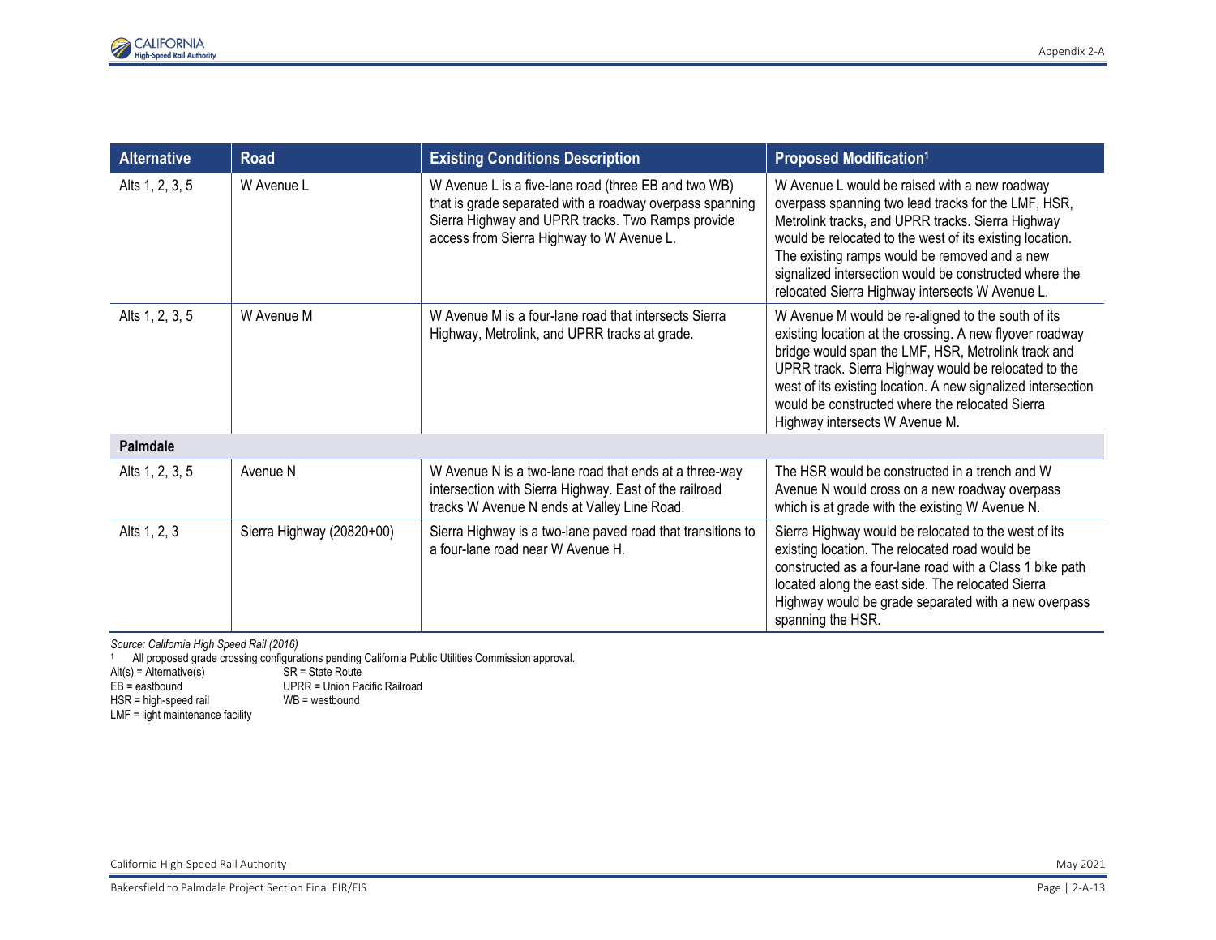| Alternative | Road | Existing Conditions Description | Proposed Modification[1] |
|---|---|---|---|
| Alts 1, 2, 3, 5 | W Avenue L | W Avenue L is a five-lane road (three EB and two WB) that is grade separated with a roadway overpass spanning Sierra Highway and UPRR tracks. Two Ramps provide access from Sierra Highway to W Avenue L. | W Avenue L would be raised with a new roadway overpass spanning two lead tracks for the LMF, HSR, Metrolink tracks, and UPRR tracks. Sierra Highway would be relocated to the west of its existing location. The existing ramps would be removed and a new signalized intersection would be constructed where the relocated Sierra Highway intersects W Avenue L. |
| Alts 1, 2, 3, 5 | W Avenue M | W Avenue M is a four-lane road that intersects Sierra Highway, Metrolink, and UPRR tracks at grade. | W Avenue M would be re-aligned to the south of its existing location at the crossing. A new flyover roadway bridge would span the LMF, HSR, Metrolink track and UPRR track. Sierra Highway would be relocated to the west of its existing location. A new signalized intersection would be constructed where the relocated Sierra Highway intersects W Avenue M. |
| **Palmdale** | | | |
| Alts 1, 2, 3, 5 | Avenue N | W Avenue N is a two-lane road that ends at a three-way intersection with Sierra Highway. East of the railroad tracks W Avenue N ends at Valley Line Road. | The HSR would be constructed in a trench and W Avenue N would cross on a new roadway overpass which is at grade with the existing W Avenue N. |
| Alts 1, 2, 3 | Sierra Highway (20820+00) | Sierra Highway is a two-lane paved road that transitions to a four-lane road near W Avenue H. | Sierra Highway would be relocated to the west of its existing location. The relocated road would be constructed as a four-lane road with a Class 1 bike path located along the east side. The relocated Sierra Highway would be grade separated with a new overpass spanning the HSR. |

*Source: California High Speed Rail (2016)*

[1] All proposed grade crossing configurations pending California Public Utilities Commission approval.

Alt(s) = Alternative(s)
EB = eastbound
HSR = high-speed rail
LMF = light maintenance facility
SR = State Route
UPRR = Union Pacific Railroad
WB = westbound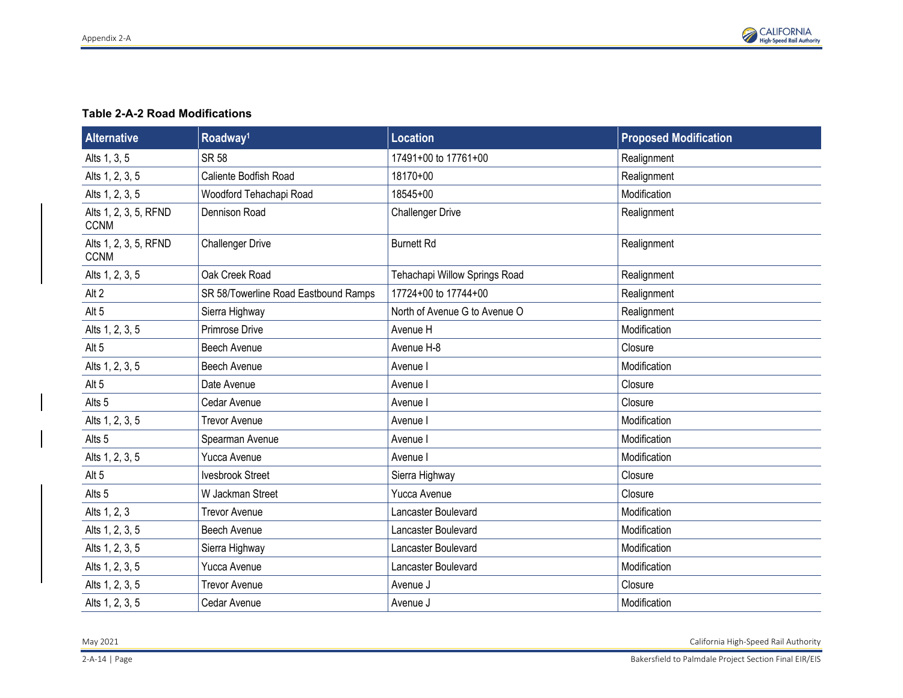**Table 2-A-2 Road Modifications**

| Alternative | Roadway[1] | Location | Proposed Modification |
|---|---|---|---|
| Alts 1, 3, 5 | SR 58 | 17491+00 to 17761+00 | Realignment |
| Alts 1, 2, 3, 5 | Caliente Bodfish Road | 18170+00 | Realignment |
| Alts 1, 2, 3, 5 | Woodford Tehachapi Road | 18545+00 | Modification |
| Alts 1, 2, 3, 5, RFND CCNM | Dennison Road | Challenger Drive | Realignment |
| Alts 1, 2, 3, 5, RFND CCNM | Challenger Drive | Burnett Rd | Realignment |
| Alts 1, 2, 3, 5 | Oak Creek Road | Tehachapi Willow Springs Road | Realignment |
| Alt 2 | SR 58/Towerline Road Eastbound Ramps | 17724+00 to 17744+00 | Realignment |
| Alt 5 | Sierra Highway | North of Avenue G to Avenue O | Realignment |
| Alts 1, 2, 3, 5 | Primrose Drive | Avenue H | Modification |
| Alt 5 | Beech Avenue | Avenue H-8 | Closure |
| Alts 1, 2, 3, 5 | Beech Avenue | Avenue I | Modification |
| Alt 5 | Date Avenue | Avenue I | Closure |
| Alts 5 | Cedar Avenue | Avenue I | Closure |
| Alts 1, 2, 3, 5 | Trevor Avenue | Avenue I | Modification |
| Alts 5 | Spearman Avenue | Avenue I | Modification |
| Alts 1, 2, 3, 5 | Yucca Avenue | Avenue I | Modification |
| Alt 5 | Ivesbrook Street | Sierra Highway | Closure |
| Alts 5 | W Jackman Street | Yucca Avenue | Closure |
| Alts 1, 2, 3 | Trevor Avenue | Lancaster Boulevard | Modification |
| Alts 1, 2, 3, 5 | Beech Avenue | Lancaster Boulevard | Modification |
| Alts 1, 2, 3, 5 | Sierra Highway | Lancaster Boulevard | Modification |
| Alts 1, 2, 3, 5 | Yucca Avenue | Lancaster Boulevard | Modification |
| Alts 1, 2, 3, 5 | Trevor Avenue | Avenue J | Closure |
| Alts 1, 2, 3, 5 | Cedar Avenue | Avenue J | Modification |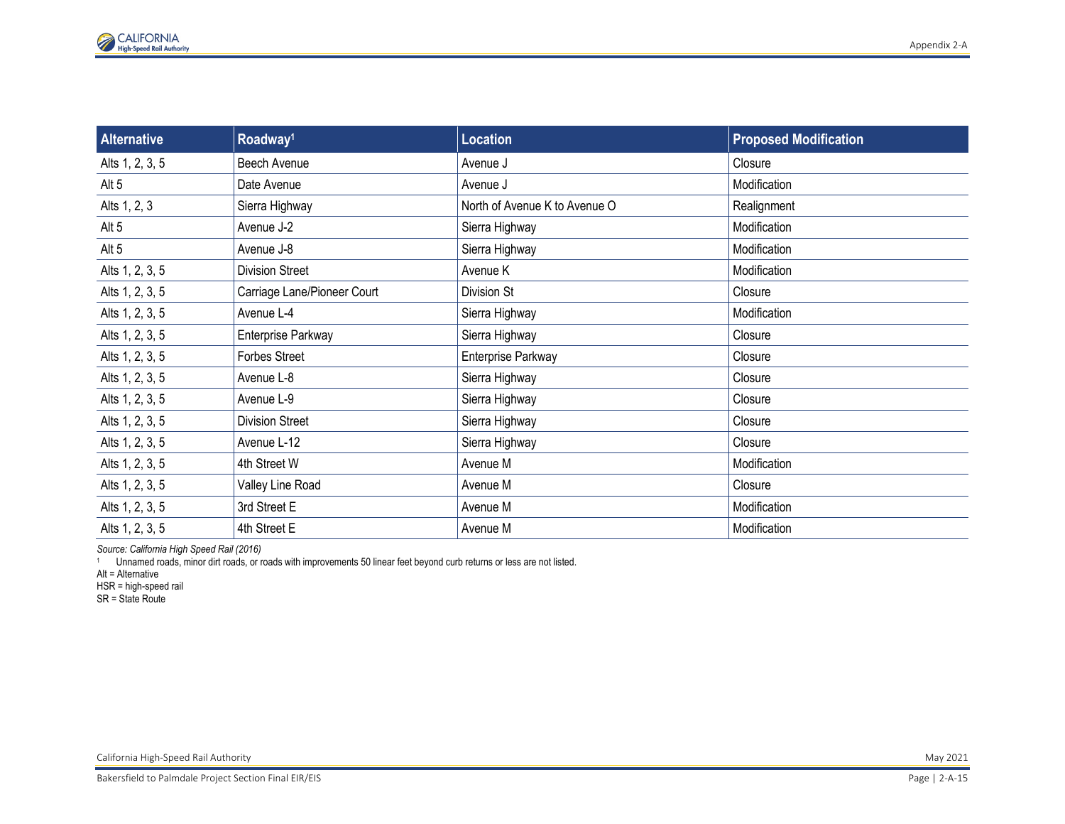| Alternative | Roadway[1] | Location | Proposed Modification |
|---|---|---|---|
| Alts 1, 2, 3, 5 | Beech Avenue | Avenue J | Closure |
| Alt 5 | Date Avenue | Avenue J | Modification |
| Alts 1, 2, 3 | Sierra Highway | North of Avenue K to Avenue O | Realignment |
| Alt 5 | Avenue J-2 | Sierra Highway | Modification |
| Alt 5 | Avenue J-8 | Sierra Highway | Modification |
| Alts 1, 2, 3, 5 | Division Street | Avenue K | Modification |
| Alts 1, 2, 3, 5 | Carriage Lane/Pioneer Court | Division St | Closure |
| Alts 1, 2, 3, 5 | Avenue L-4 | Sierra Highway | Modification |
| Alts 1, 2, 3, 5 | Enterprise Parkway | Sierra Highway | Closure |
| Alts 1, 2, 3, 5 | Forbes Street | Enterprise Parkway | Closure |
| Alts 1, 2, 3, 5 | Avenue L-8 | Sierra Highway | Closure |
| Alts 1, 2, 3, 5 | Avenue L-9 | Sierra Highway | Closure |
| Alts 1, 2, 3, 5 | Division Street | Sierra Highway | Closure |
| Alts 1, 2, 3, 5 | Avenue L-12 | Sierra Highway | Closure |
| Alts 1, 2, 3, 5 | 4th Street W | Avenue M | Modification |
| Alts 1, 2, 3, 5 | Valley Line Road | Avenue M | Closure |
| Alts 1, 2, 3, 5 | 3rd Street E | Avenue M | Modification |
| Alts 1, 2, 3, 5 | 4th Street E | Avenue M | Modification |

*Source: California High Speed Rail (2016)*

[1] Unnamed roads, minor dirt roads, or roads with improvements 50 linear feet beyond curb returns or less are not listed.

Alt = Alternative

HSR = high-speed rail

SR = State Route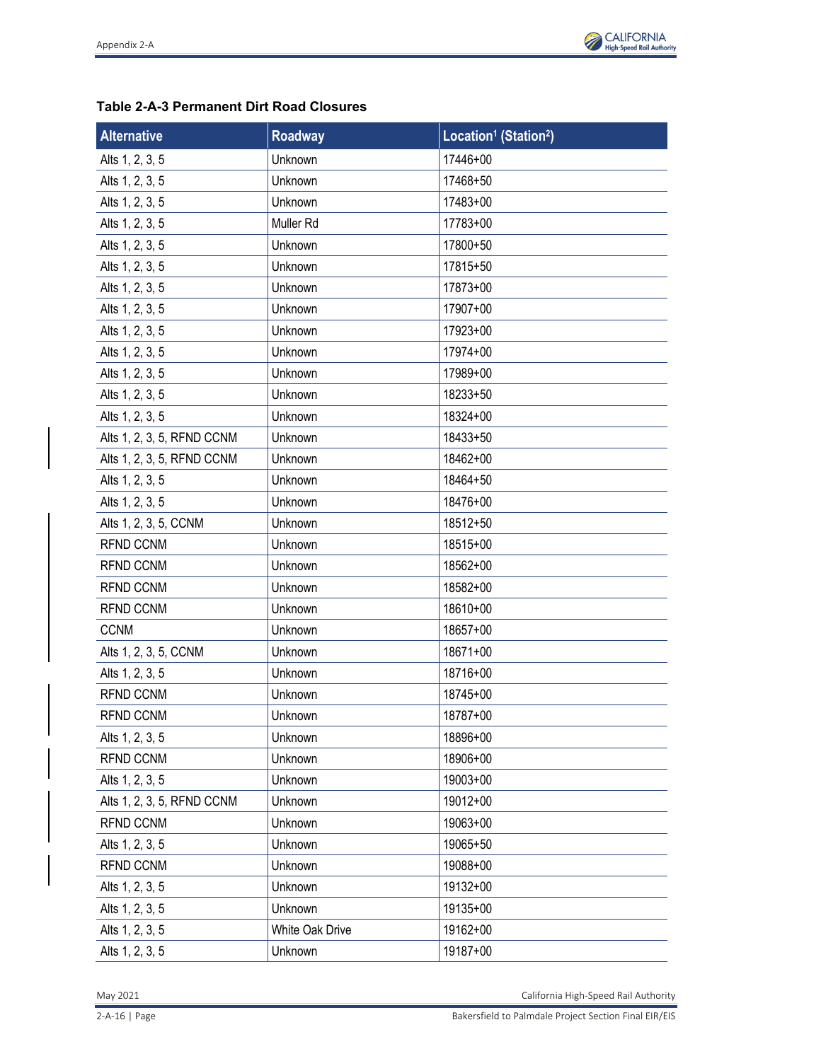**Table 2-A-3 Permanent Dirt Road Closures**

| Alternative | Roadway | Location[1] (Station[2]) |
|---|---|---|
| Alts 1, 2, 3, 5 | Unknown | 17446+00 |
| Alts 1, 2, 3, 5 | Unknown | 17468+50 |
| Alts 1, 2, 3, 5 | Unknown | 17483+00 |
| Alts 1, 2, 3, 5 | Muller Rd | 17783+00 |
| Alts 1, 2, 3, 5 | Unknown | 17800+50 |
| Alts 1, 2, 3, 5 | Unknown | 17815+50 |
| Alts 1, 2, 3, 5 | Unknown | 17873+00 |
| Alts 1, 2, 3, 5 | Unknown | 17907+00 |
| Alts 1, 2, 3, 5 | Unknown | 17923+00 |
| Alts 1, 2, 3, 5 | Unknown | 17974+00 |
| Alts 1, 2, 3, 5 | Unknown | 17989+00 |
| Alts 1, 2, 3, 5 | Unknown | 18233+50 |
| Alts 1, 2, 3, 5 | Unknown | 18324+00 |
| Alts 1, 2, 3, 5, RFND CCNM | Unknown | 18433+50 |
| Alts 1, 2, 3, 5, RFND CCNM | Unknown | 18462+00 |
| Alts 1, 2, 3, 5 | Unknown | 18464+50 |
| Alts 1, 2, 3, 5 | Unknown | 18476+00 |
| Alts 1, 2, 3, 5, CCNM | Unknown | 18512+50 |
| RFND CCNM | Unknown | 18515+00 |
| RFND CCNM | Unknown | 18562+00 |
| RFND CCNM | Unknown | 18582+00 |
| RFND CCNM | Unknown | 18610+00 |
| CCNM | Unknown | 18657+00 |
| Alts 1, 2, 3, 5, CCNM | Unknown | 18671+00 |
| Alts 1, 2, 3, 5 | Unknown | 18716+00 |
| RFND CCNM | Unknown | 18745+00 |
| RFND CCNM | Unknown | 18787+00 |
| Alts 1, 2, 3, 5 | Unknown | 18896+00 |
| RFND CCNM | Unknown | 18906+00 |
| Alts 1, 2, 3, 5 | Unknown | 19003+00 |
| Alts 1, 2, 3, 5, RFND CCNM | Unknown | 19012+00 |
| RFND CCNM | Unknown | 19063+00 |
| Alts 1, 2, 3, 5 | Unknown | 19065+50 |
| RFND CCNM | Unknown | 19088+00 |
| Alts 1, 2, 3, 5 | Unknown | 19132+00 |
| Alts 1, 2, 3, 5 | Unknown | 19135+00 |
| Alts 1, 2, 3, 5 | White Oak Drive | 19162+00 |
| Alts 1, 2, 3, 5 | Unknown | 19187+00 |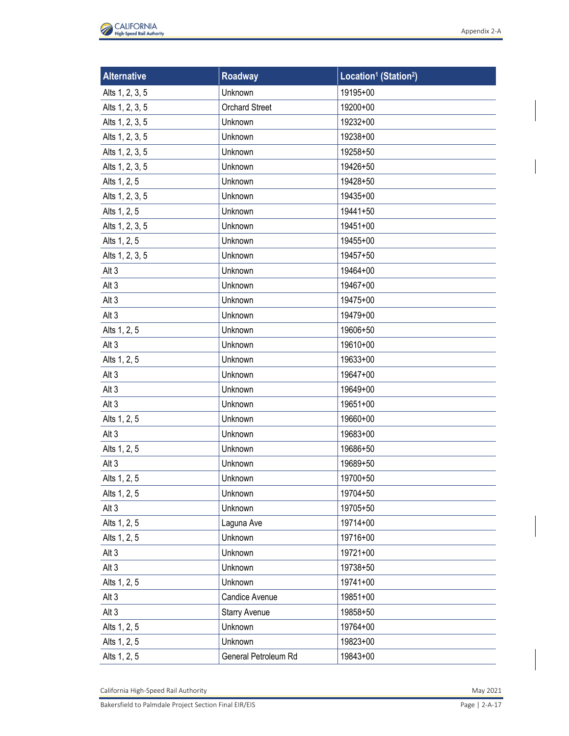| Alternative | Roadway | Location[1] (Station[2]) |
|---|---|---|
| Alts 1, 2, 3, 5 | Unknown | 19195+00 |
| Alts 1, 2, 3, 5 | Orchard Street | 19200+00 |
| Alts 1, 2, 3, 5 | Unknown | 19232+00 |
| Alts 1, 2, 3, 5 | Unknown | 19238+00 |
| Alts 1, 2, 3, 5 | Unknown | 19258+50 |
| Alts 1, 2, 3, 5 | Unknown | 19426+50 |
| Alts 1, 2, 5 | Unknown | 19428+50 |
| Alts 1, 2, 3, 5 | Unknown | 19435+00 |
| Alts 1, 2, 5 | Unknown | 19441+50 |
| Alts 1, 2, 3, 5 | Unknown | 19451+00 |
| Alts 1, 2, 5 | Unknown | 19455+00 |
| Alts 1, 2, 3, 5 | Unknown | 19457+50 |
| Alt 3 | Unknown | 19464+00 |
| Alt 3 | Unknown | 19467+00 |
| Alt 3 | Unknown | 19475+00 |
| Alt 3 | Unknown | 19479+00 |
| Alts 1, 2, 5 | Unknown | 19606+50 |
| Alt 3 | Unknown | 19610+00 |
| Alts 1, 2, 5 | Unknown | 19633+00 |
| Alt 3 | Unknown | 19647+00 |
| Alt 3 | Unknown | 19649+00 |
| Alt 3 | Unknown | 19651+00 |
| Alts 1, 2, 5 | Unknown | 19660+00 |
| Alt 3 | Unknown | 19683+00 |
| Alts 1, 2, 5 | Unknown | 19686+50 |
| Alt 3 | Unknown | 19689+50 |
| Alts 1, 2, 5 | Unknown | 19700+50 |
| Alts 1, 2, 5 | Unknown | 19704+50 |
| Alt 3 | Unknown | 19705+50 |
| Alts 1, 2, 5 | Laguna Ave | 19714+00 |
| Alts 1, 2, 5 | Unknown | 19716+00 |
| Alt 3 | Unknown | 19721+00 |
| Alt 3 | Unknown | 19738+50 |
| Alts 1, 2, 5 | Unknown | 19741+00 |
| Alt 3 | Candice Avenue | 19851+00 |
| Alt 3 | Starry Avenue | 19858+50 |
| Alts 1, 2, 5 | Unknown | 19764+00 |
| Alts 1, 2, 5 | Unknown | 19823+00 |
| Alts 1, 2, 5 | General Petroleum Rd | 19843+00 |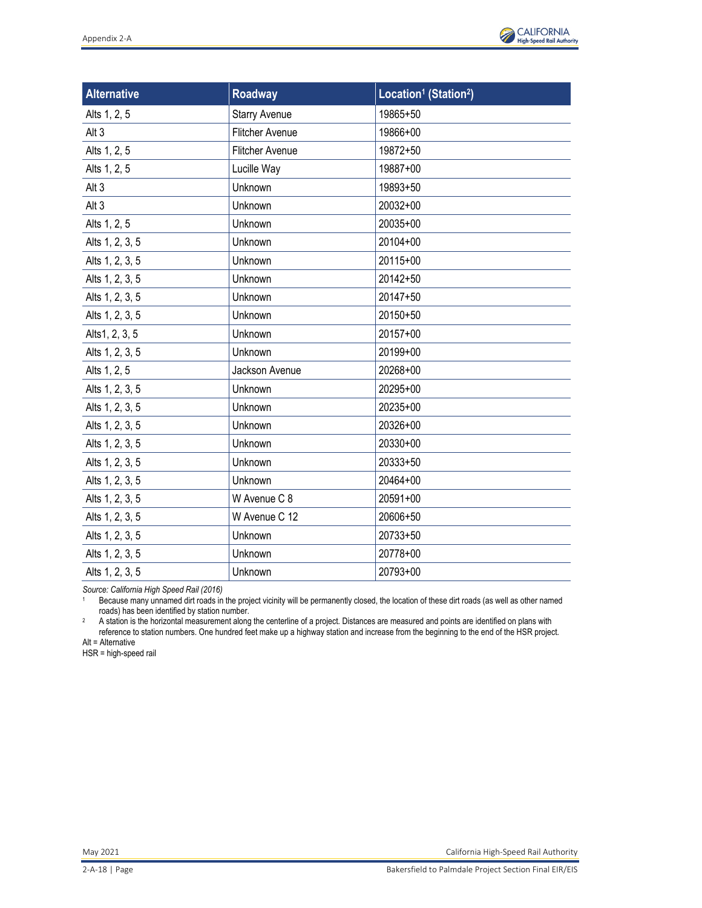| Alternative | Roadway | Location[1] (Station[2]) |
|---|---|---|
| Alts 1, 2, 5 | Starry Avenue | 19865+50 |
| Alt 3 | Flitcher Avenue | 19866+00 |
| Alts 1, 2, 5 | Flitcher Avenue | 19872+50 |
| Alts 1, 2, 5 | Lucille Way | 19887+00 |
| Alt 3 | Unknown | 19893+50 |
| Alt 3 | Unknown | 20032+00 |
| Alts 1, 2, 5 | Unknown | 20035+00 |
| Alts 1, 2, 3, 5 | Unknown | 20104+00 |
| Alts 1, 2, 3, 5 | Unknown | 20115+00 |
| Alts 1, 2, 3, 5 | Unknown | 20142+50 |
| Alts 1, 2, 3, 5 | Unknown | 20147+50 |
| Alts 1, 2, 3, 5 | Unknown | 20150+50 |
| Alts1, 2, 3, 5 | Unknown | 20157+00 |
| Alts 1, 2, 3, 5 | Unknown | 20199+00 |
| Alts 1, 2, 5 | Jackson Avenue | 20268+00 |
| Alts 1, 2, 3, 5 | Unknown | 20295+00 |
| Alts 1, 2, 3, 5 | Unknown | 20235+00 |
| Alts 1, 2, 3, 5 | Unknown | 20326+00 |
| Alts 1, 2, 3, 5 | Unknown | 20330+00 |
| Alts 1, 2, 3, 5 | Unknown | 20333+50 |
| Alts 1, 2, 3, 5 | Unknown | 20464+00 |
| Alts 1, 2, 3, 5 | W Avenue C 8 | 20591+00 |
| Alts 1, 2, 3, 5 | W Avenue C 12 | 20606+50 |
| Alts 1, 2, 3, 5 | Unknown | 20733+50 |
| Alts 1, 2, 3, 5 | Unknown | 20778+00 |
| Alts 1, 2, 3, 5 | Unknown | 20793+00 |

*Source: California High Speed Rail (2016)*

[1] Because many unnamed dirt roads in the project vicinity will be permanently closed, the location of these dirt roads (as well as other named roads) has been identified by station number.

[2] A station is the horizontal measurement along the centerline of a project. Distances are measured and points are identified on plans with reference to station numbers. One hundred feet make up a highway station and increase from the beginning to the end of the HSR project.

Alt = Alternative

HSR = high-speed rail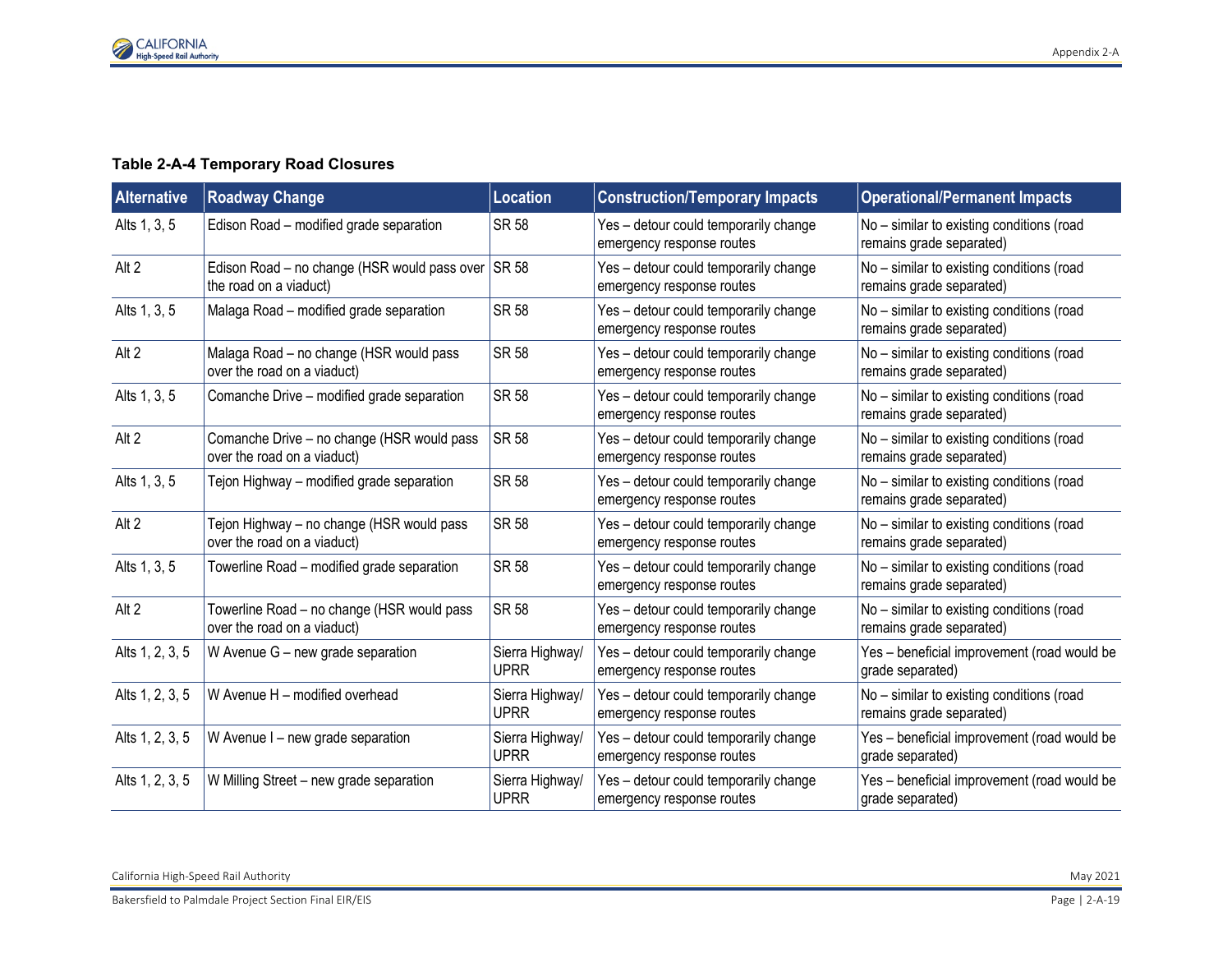**Table 2-A-4 Temporary Road Closures**

| Alternative | Roadway Change | Location | Construction/Temporary Impacts | Operational/Permanent Impacts |
| --- | --- | --- | --- | --- |
| Alts 1, 3, 5 | Edison Road – modified grade separation | SR 58 | Yes – detour could temporarily change emergency response routes | No – similar to existing conditions (road remains grade separated) |
| Alt 2 | Edison Road – no change (HSR would pass over the road on a viaduct) | SR 58 | Yes – detour could temporarily change emergency response routes | No – similar to existing conditions (road remains grade separated) |
| Alts 1, 3, 5 | Malaga Road – modified grade separation | SR 58 | Yes – detour could temporarily change emergency response routes | No – similar to existing conditions (road remains grade separated) |
| Alt 2 | Malaga Road – no change (HSR would pass over the road on a viaduct) | SR 58 | Yes – detour could temporarily change emergency response routes | No – similar to existing conditions (road remains grade separated) |
| Alts 1, 3, 5 | Comanche Drive – modified grade separation | SR 58 | Yes – detour could temporarily change emergency response routes | No – similar to existing conditions (road remains grade separated) |
| Alt 2 | Comanche Drive – no change (HSR would pass over the road on a viaduct) | SR 58 | Yes – detour could temporarily change emergency response routes | No – similar to existing conditions (road remains grade separated) |
| Alts 1, 3, 5 | Tejon Highway – modified grade separation | SR 58 | Yes – detour could temporarily change emergency response routes | No – similar to existing conditions (road remains grade separated) |
| Alt 2 | Tejon Highway – no change (HSR would pass over the road on a viaduct) | SR 58 | Yes – detour could temporarily change emergency response routes | No – similar to existing conditions (road remains grade separated) |
| Alts 1, 3, 5 | Towerline Road – modified grade separation | SR 58 | Yes – detour could temporarily change emergency response routes | No – similar to existing conditions (road remains grade separated) |
| Alt 2 | Towerline Road – no change (HSR would pass over the road on a viaduct) | SR 58 | Yes – detour could temporarily change emergency response routes | No – similar to existing conditions (road remains grade separated) |
| Alts 1, 2, 3, 5 | W Avenue G – new grade separation | Sierra Highway/ UPRR | Yes – detour could temporarily change emergency response routes | Yes – beneficial improvement (road would be grade separated) |
| Alts 1, 2, 3, 5 | W Avenue H – modified overhead | Sierra Highway/ UPRR | Yes – detour could temporarily change emergency response routes | No – similar to existing conditions (road remains grade separated) |
| Alts 1, 2, 3, 5 | W Avenue I – new grade separation | Sierra Highway/ UPRR | Yes – detour could temporarily change emergency response routes | Yes – beneficial improvement (road would be grade separated) |
| Alts 1, 2, 3, 5 | W Milling Street – new grade separation | Sierra Highway/ UPRR | Yes – detour could temporarily change emergency response routes | Yes – beneficial improvement (road would be grade separated) |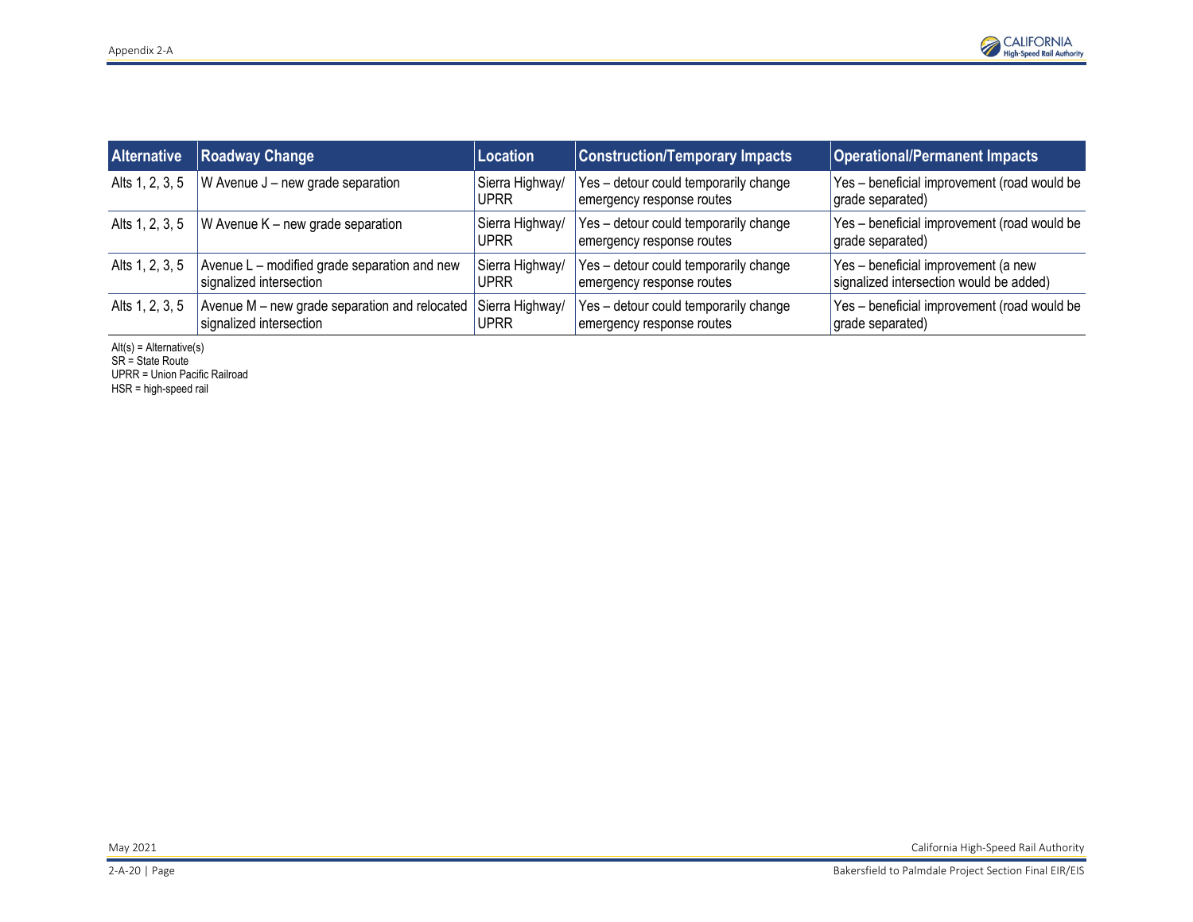| Alternative | Roadway Change | Location | Construction/Temporary Impacts | Operational/Permanent Impacts |
|---|---|---|---|---|
| Alts 1, 2, 3, 5 | W Avenue J – new grade separation | Sierra Highway/ UPRR | Yes – detour could temporarily change emergency response routes | Yes – beneficial improvement (road would be grade separated) |
| Alts 1, 2, 3, 5 | W Avenue K – new grade separation | Sierra Highway/ UPRR | Yes – detour could temporarily change emergency response routes | Yes – beneficial improvement (road would be grade separated) |
| Alts 1, 2, 3, 5 | Avenue L – modified grade separation and new signalized intersection | Sierra Highway/ UPRR | Yes – detour could temporarily change emergency response routes | Yes – beneficial improvement (a new signalized intersection would be added) |
| Alts 1, 2, 3, 5 | Avenue M – new grade separation and relocated signalized intersection | Sierra Highway/ UPRR | Yes – detour could temporarily change emergency response routes | Yes – beneficial improvement (road would be grade separated) |

Alt(s) = Alternative(s)
SR = State Route
UPRR = Union Pacific Railroad
HSR = high-speed rail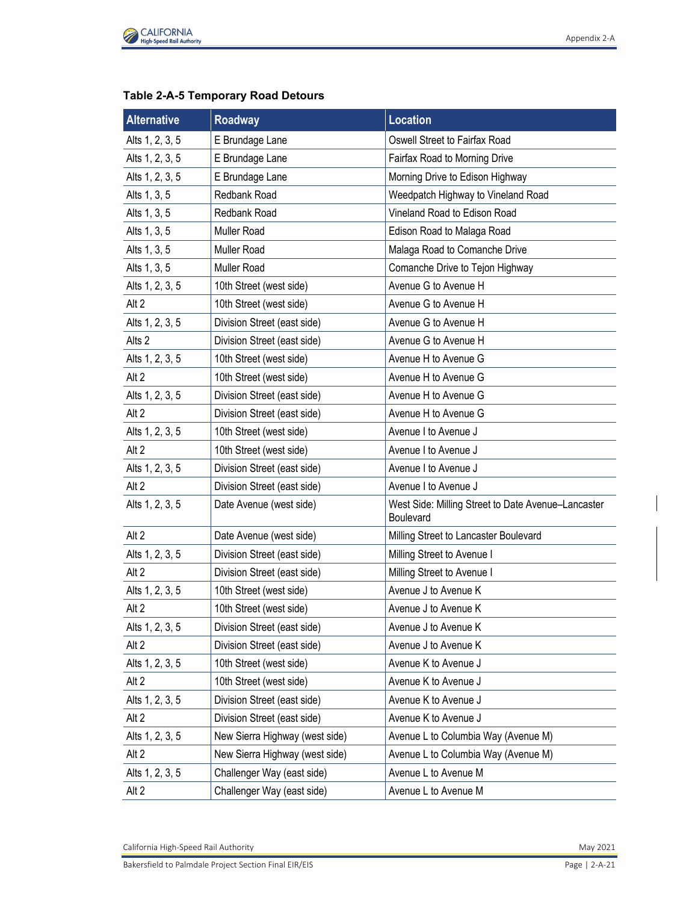**Table 2-A-5 Temporary Road Detours**

| Alternative | Roadway | Location |
|---|---|---|
| Alts 1, 2, 3, 5 | E Brundage Lane | Oswell Street to Fairfax Road |
| Alts 1, 2, 3, 5 | E Brundage Lane | Fairfax Road to Morning Drive |
| Alts 1, 2, 3, 5 | E Brundage Lane | Morning Drive to Edison Highway |
| Alts 1, 3, 5 | Redbank Road | Weedpatch Highway to Vineland Road |
| Alts 1, 3, 5 | Redbank Road | Vineland Road to Edison Road |
| Alts 1, 3, 5 | Muller Road | Edison Road to Malaga Road |
| Alts 1, 3, 5 | Muller Road | Malaga Road to Comanche Drive |
| Alts 1, 3, 5 | Muller Road | Comanche Drive to Tejon Highway |
| Alts 1, 2, 3, 5 | 10th Street (west side) | Avenue G to Avenue H |
| Alt 2 | 10th Street (west side) | Avenue G to Avenue H |
| Alts 1, 2, 3, 5 | Division Street (east side) | Avenue G to Avenue H |
| Alts 2 | Division Street (east side) | Avenue G to Avenue H |
| Alts 1, 2, 3, 5 | 10th Street (west side) | Avenue H to Avenue G |
| Alt 2 | 10th Street (west side) | Avenue H to Avenue G |
| Alts 1, 2, 3, 5 | Division Street (east side) | Avenue H to Avenue G |
| Alt 2 | Division Street (east side) | Avenue H to Avenue G |
| Alts 1, 2, 3, 5 | 10th Street (west side) | Avenue I to Avenue J |
| Alt 2 | 10th Street (west side) | Avenue I to Avenue J |
| Alts 1, 2, 3, 5 | Division Street (east side) | Avenue I to Avenue J |
| Alt 2 | Division Street (east side) | Avenue I to Avenue J |
| Alts 1, 2, 3, 5 | Date Avenue (west side) | West Side: Milling Street to Date Avenue–Lancaster Boulevard |
| Alt 2 | Date Avenue (west side) | Milling Street to Lancaster Boulevard |
| Alts 1, 2, 3, 5 | Division Street (east side) | Milling Street to Avenue I |
| Alt 2 | Division Street (east side) | Milling Street to Avenue I |
| Alts 1, 2, 3, 5 | 10th Street (west side) | Avenue J to Avenue K |
| Alt 2 | 10th Street (west side) | Avenue J to Avenue K |
| Alts 1, 2, 3, 5 | Division Street (east side) | Avenue J to Avenue K |
| Alt 2 | Division Street (east side) | Avenue J to Avenue K |
| Alts 1, 2, 3, 5 | 10th Street (west side) | Avenue K to Avenue J |
| Alt 2 | 10th Street (west side) | Avenue K to Avenue J |
| Alts 1, 2, 3, 5 | Division Street (east side) | Avenue K to Avenue J |
| Alt 2 | Division Street (east side) | Avenue K to Avenue J |
| Alts 1, 2, 3, 5 | New Sierra Highway (west side) | Avenue L to Columbia Way (Avenue M) |
| Alt 2 | New Sierra Highway (west side) | Avenue L to Columbia Way (Avenue M) |
| Alts 1, 2, 3, 5 | Challenger Way (east side) | Avenue L to Avenue M |
| Alt 2 | Challenger Way (east side) | Avenue L to Avenue M |